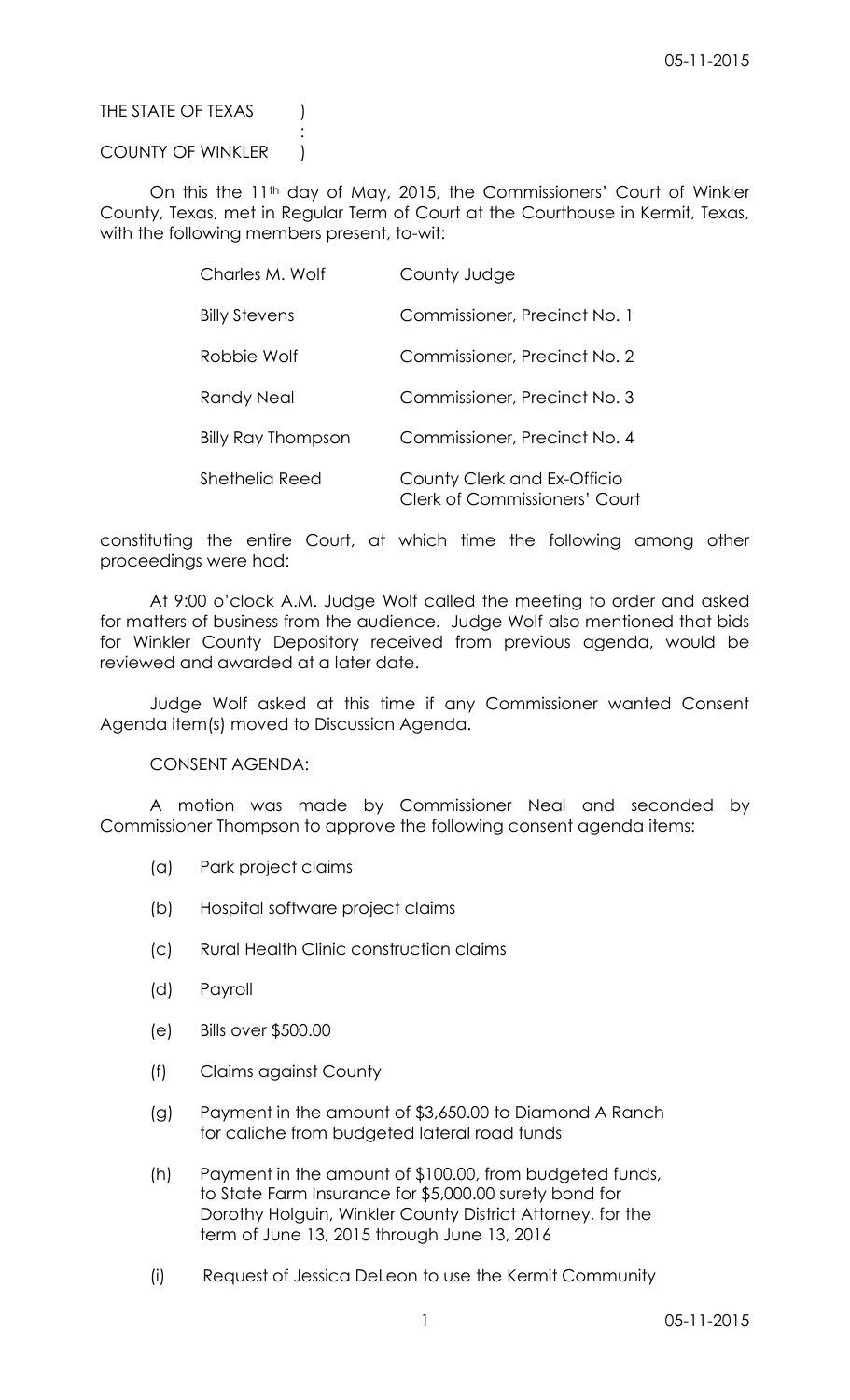THE STATE OF TEXAS )
:
COUNTY OF WINKLER )

On this the 11th day of May, 2015, the Commissioners' Court of Winkler County, Texas, met in Regular Term of Court at the Courthouse in Kermit, Texas, with the following members present, to-wit:

| | |
|---|---|
| Charles M. Wolf | County Judge |
| Billy Stevens | Commissioner, Precinct No. 1 |
| Robbie Wolf | Commissioner, Precinct No. 2 |
| Randy Neal | Commissioner, Precinct No. 3 |
| Billy Ray Thompson | Commissioner, Precinct No. 4 |
| Shethelia Reed | County Clerk and Ex-Officio Clerk of Commissioners' Court |

constituting the entire Court, at which time the following among other proceedings were had:

At 9:00 o'clock A.M. Judge Wolf called the meeting to order and asked for matters of business from the audience. Judge Wolf also mentioned that bids for Winkler County Depository received from previous agenda, would be reviewed and awarded at a later date.

Judge Wolf asked at this time if any Commissioner wanted Consent Agenda item(s) moved to Discussion Agenda.

CONSENT AGENDA:

A motion was made by Commissioner Neal and seconded by Commissioner Thompson to approve the following consent agenda items:

(a) Park project claims

(b) Hospital software project claims

(c) Rural Health Clinic construction claims

(d) Payroll

(e) Bills over $500.00

(f) Claims against County

(g) Payment in the amount of $3,650.00 to Diamond A Ranch for caliche from budgeted lateral road funds

(h) Payment in the amount of $100.00, from budgeted funds, to State Farm Insurance for $5,000.00 surety bond for Dorothy Holguin, Winkler County District Attorney, for the term of June 13, 2015 through June 13, 2016

(i) Request of Jessica DeLeon to use the Kermit Community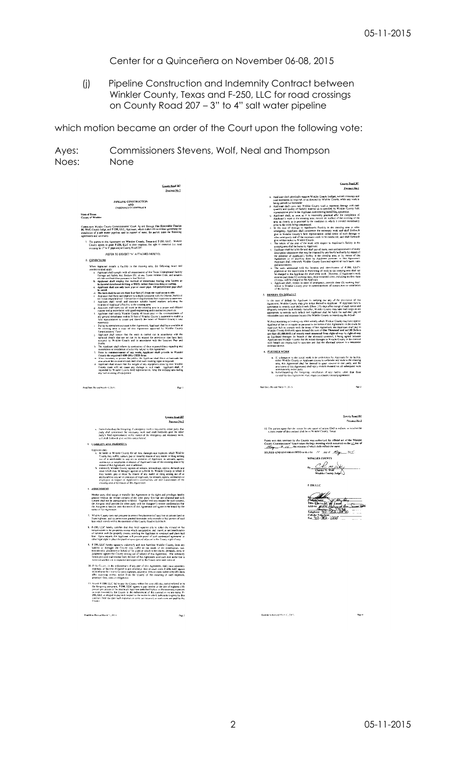Center for a Quinceñera on November 06-08, 2015

(j) Pipeline Construction and Indemnity Contract between Winkler County, Texas and F-250, LLC for road crossings on County Road 207 – 3" to 4" salt water pipeline

which motion became an order of the Court upon the following vote:

Ayes: Commissioners Stevens, Wolf, Neal and Thompson
Noes: None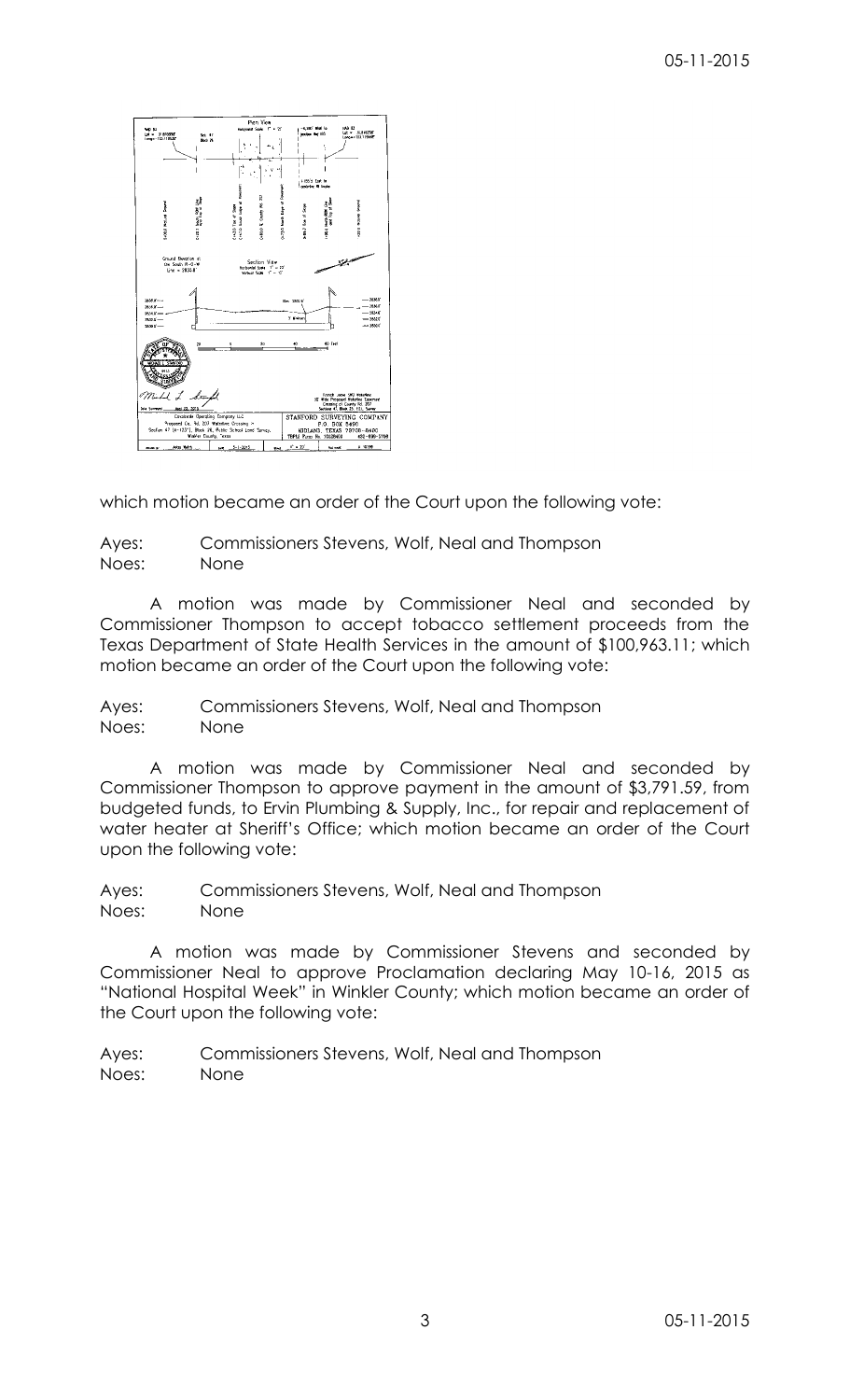which motion became an order of the Court upon the following vote:

Ayes: Commissioners Stevens, Wolf, Neal and Thompson
Noes: None

A motion was made by Commissioner Neal and seconded by Commissioner Thompson to accept tobacco settlement proceeds from the Texas Department of State Health Services in the amount of $100,963.11; which motion became an order of the Court upon the following vote:

Ayes: Commissioners Stevens, Wolf, Neal and Thompson
Noes: None

A motion was made by Commissioner Neal and seconded by Commissioner Thompson to approve payment in the amount of $3,791.59, from budgeted funds, to Ervin Plumbing & Supply, Inc., for repair and replacement of water heater at Sheriff's Office; which motion became an order of the Court upon the following vote:

Ayes: Commissioners Stevens, Wolf, Neal and Thompson
Noes: None

A motion was made by Commissioner Stevens and seconded by Commissioner Neal to approve Proclamation declaring May 10-16, 2015 as "National Hospital Week" in Winkler County; which motion became an order of the Court upon the following vote:

Ayes: Commissioners Stevens, Wolf, Neal and Thompson
Noes: None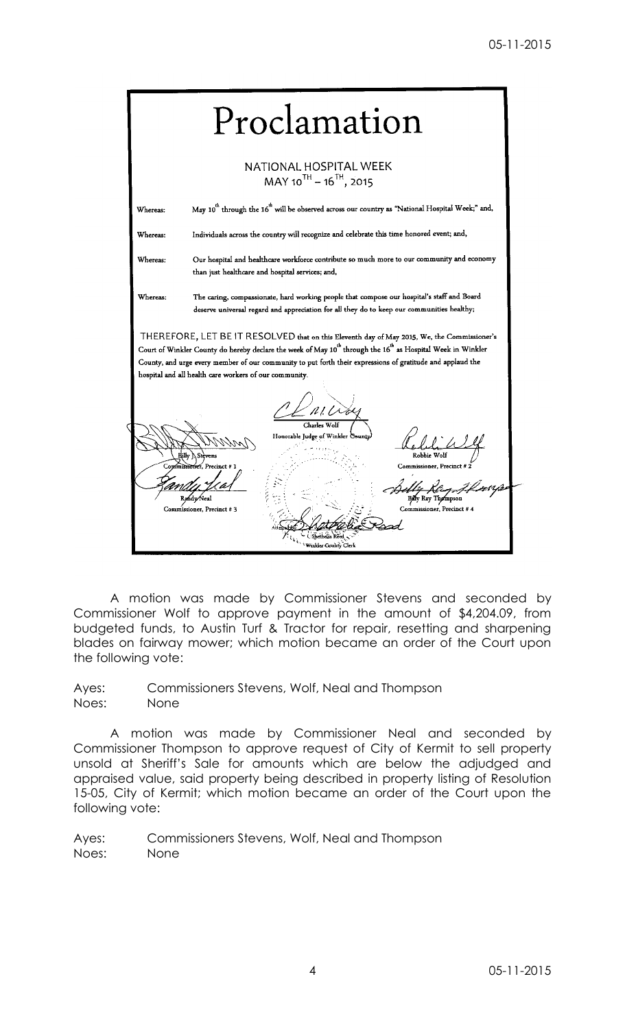# Proclamation

NATIONAL HOSPITAL WEEK
MAY 10TH – 16TH, 2015

Whereas: May 10th through the 16th will be observed across our country as "National Hospital Week;" and,

Whereas: Individuals across the country will recognize and celebrate this time honored event; and,

Whereas: Our hospital and healthcare workforce contribute so much more to our community and economy than just healthcare and hospital services; and,

Whereas: The caring, compassionate, hard working people that compose our hospital's staff and Board deserve universal regard and appreciation for all they do to keep our communities healthy;

THEREFORE, LET BE IT RESOLVED that on this Eleventh day of May 2015, We, the Commissioner's Court of Winkler County do hereby declare the week of May 10th through the 16th as Hospital Week in Winkler County, and urge every member of our community to put forth their expressions of gratitude and applaud the hospital and all health care workers of our community.

Charles Wolf
Honorable Judge of Winkler County

Billy J. Stevens
Commissioner, Precinct # 1

Robbie Wolf
Commissioner, Precinct # 2

Randy Neal
Commissioner, Precinct # 3

Billy Ray Thompson
Commissioner, Precinct # 4

Attested: Shethelia Reed
Winkler County Clerk

A motion was made by Commissioner Stevens and seconded by Commissioner Wolf to approve payment in the amount of $4,204.09, from budgeted funds, to Austin Turf & Tractor for repair, resetting and sharpening blades on fairway mower; which motion became an order of the Court upon the following vote:

Ayes: Commissioners Stevens, Wolf, Neal and Thompson
Noes: None

A motion was made by Commissioner Neal and seconded by Commissioner Thompson to approve request of City of Kermit to sell property unsold at Sheriff's Sale for amounts which are below the adjudged and appraised value, said property being described in property listing of Resolution 15-05, City of Kermit; which motion became an order of the Court upon the following vote:

Ayes: Commissioners Stevens, Wolf, Neal and Thompson
Noes: None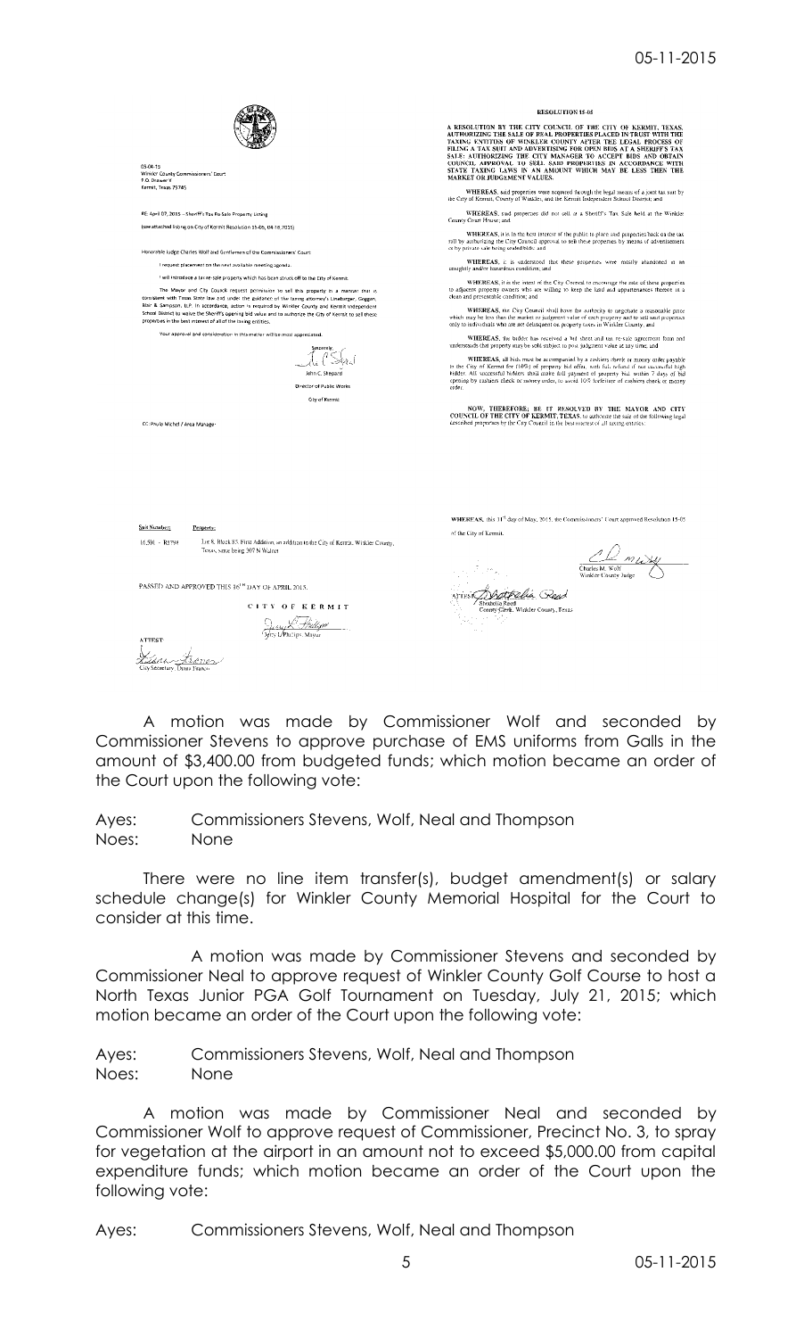05-04-15
Winkler County Commissioners' Court
P.O. Drawer Y
Kermit, Texas 79745

RE: April 07, 2015 – Sheriff's Tax Re-Sale Property Listing

(see attached listing on City of Kermit Resolution 15-05, 04-16-2015)

Honorable Judge Charles Wolf and Gentlemen of the Commissioners' Court:

I request placement on the next available meeting agenda.

I will introduce a tax re-sale property which has been struck off to the City of Kermit.

The Mayor and City Council request permission to sell this property in a manner that is consistent with Texas State law and under the guidance of the taxing attorney's Linebarger, Goggan, Blair & Sampson, LLP. In accordance, action is required by Winkler County and Kermit Independent School District to waive the Sheriff's opening bid value and to authorize the City of Kermit to sell these properties in the best interest of all of the taxing entities.

Your approval and consideration in this matter will be most appreciated.

Sincerely,

John C. Shepard
Director of Public Works
City of Kermit

CC: Paula Michel / Area Manager

**RESOLUTION 15-05**

**A RESOLUTION BY THE CITY COUNCIL OF THE CITY OF KERMIT, TEXAS, AUTHORIZING THE SALE OF REAL PROPERTIES PLACED IN TRUST WITH THE TAXING ENTITIES OF WINKLER COUNTY AFTER THE LEGAL PROCESS OF FILING A TAX SUIT AND ADVERTISING FOR OPEN BIDS AT A SHERIFF'S TAX SALE; AUTHORIZING THE CITY MANAGER TO ACCEPT BIDS AND OBTAIN COUNCIL APPROVAL TO SELL SAID PROPERTIES IN ACCORDANCE WITH STATE TAXING LAWS IN AN AMOUNT WHICH MAY BE LESS THEN THE MARKET OR JUDGEMENT VALUES.**

**WHEREAS**, said properties were acquired through the legal means of a joint tax suit by the City of Kermit, County of Winkler, and the Kermit Independent School District; and

**WHEREAS**, said properties did not sell at a Sheriff's Tax Sale held at the Winkler County Court House; and

**WHEREAS**, it is in the best interest of the public to place said properties back on the tax roll by authorizing the City Council approval to sell these properties by means of advertisement or by private sale being sealed bids; and

**WHEREAS**, it is understood that these properties were mostly abandoned in an unsightly and/or hazardous condition; and

**WHEREAS**, it is the intent of the City Council to encourage the sale of these properties to adjacent property owners who are willing to keep the land and appurtenances thereon in a clean and presentable condition; and

**WHEREAS**, the City Council shall have the authority to negotiate a reasonable price which may be less than the market or judgment value of each property and to sell said properties only to individuals who are not delinquent on property taxes in Winkler County; and

**WHEREAS**, the bidder has received a bid sheet and tax re-sale agreement form and understands that property may be sold subject to post judgment value at any time; and

**WHEREAS**, all bids must be accompanied by a cashier check or money order payable to the City of Kermit for (10%) of property bid offer, with full refund if not successful high bidder. All successful bidders shall make full payment of property bid within 7 days of bid opening by cashiers check or money order, to avoid 10% forfeiture of cashiers check or money order.

**NOW, THEREFORE; BE IT RESOLVED BY THE MAYOR AND CITY COUNCIL OF THE CITY OF KERMIT, TEXAS**, to authorize the sale of the following legal described properties by the City Council in the best interest of all taxing entities:

| Suit Number | Property |
|---|---|
| 16,501 - R8799 | Lot 8, Block 85, First Addition, an addition to the City of Kermit, Winkler County, Texas, same being 207 N Walnut |

PASSED AND APPROVED THIS 16[TH] DAY OF APRIL 2015.

CITY OF KERMIT

Jerry L. Phillips, Mayor

ATTEST:

City Secretary, Diana Franco

WHEREAS, this 11[th] day of May, 2015, the Commissioners' Court approved Resolution 15-05 of the City of Kermit.

Charles M. Wolf
Winkler County Judge

ATTEST:
Shethelia Reed
County Clerk, Winkler County, Texas

A motion was made by Commissioner Wolf and seconded by Commissioner Stevens to approve purchase of EMS uniforms from Galls in the amount of $3,400.00 from budgeted funds; which motion became an order of the Court upon the following vote:

Ayes: Commissioners Stevens, Wolf, Neal and Thompson
Noes: None

There were no line item transfer(s), budget amendment(s) or salary schedule change(s) for Winkler County Memorial Hospital for the Court to consider at this time.

A motion was made by Commissioner Stevens and seconded by Commissioner Neal to approve request of Winkler County Golf Course to host a North Texas Junior PGA Golf Tournament on Tuesday, July 21, 2015; which motion became an order of the Court upon the following vote:

Ayes: Commissioners Stevens, Wolf, Neal and Thompson
Noes: None

A motion was made by Commissioner Neal and seconded by Commissioner Wolf to approve request of Commissioner, Precinct No. 3, to spray for vegetation at the airport in an amount not to exceed $5,000.00 from capital expenditure funds; which motion became an order of the Court upon the following vote:

Ayes: Commissioners Stevens, Wolf, Neal and Thompson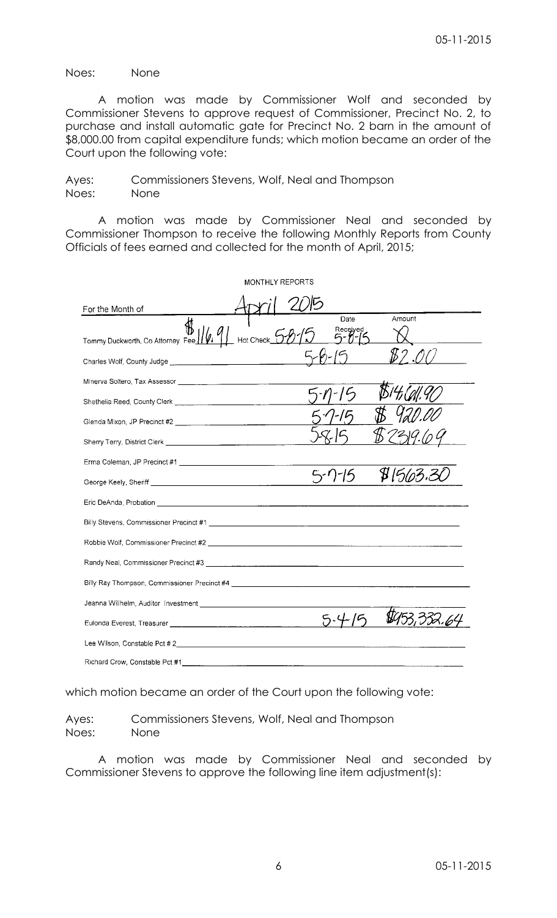Noes: None

A motion was made by Commissioner Wolf and seconded by Commissioner Stevens to approve request of Commissioner, Precinct No. 2, to purchase and install automatic gate for Precinct No. 2 barn in the amount of $8,000.00 from capital expenditure funds; which motion became an order of the Court upon the following vote:

Ayes: Commissioners Stevens, Wolf, Neal and Thompson
Noes: None

A motion was made by Commissioner Neal and seconded by Commissioner Thompson to receive the following Monthly Reports from County Officials of fees earned and collected for the month of April, 2015;

MONTHLY REPORTS

For the Month of April 2015

| Official | Date Received | Amount |
|---|---|---|
| Tommy Duckworth, Co Attorney Fee $116.91 Hot Check 5-8-15 | 5-8-15 | X |
| Charles Wolf, County Judge | 5-8-15 | $2.00 |
| Minerva Soltero, Tax Assessor | | |
| Shethelia Reed, County Clerk | 5-7-15 | $14611.90 |
| Glenda Mixon, JP Precinct #2 | 5-7-15 | $ 920.00 |
| Sherry Terry, District Clerk | 5-8-15 | $2319.69 |
| Erma Coleman, JP Precinct #1 | | |
| George Keely, Sheriff | 5-7-15 | $1563.30 |
| Eric DeAnda, Probation | | |
| Billy Stevens, Commissioner Precinct #1 | | |
| Robbie Wolf, Commissioner Precinct #2 | | |
| Randy Neal, Commissioner Precinct #3 | | |
| Billy Ray Thompson, Commissioner Precinct #4 | | |
| Jeanna Willhelm, Auditor Investment | | |
| Eulonda Everest, Treasurer | 5-4-15 | $953,332.64 |
| Lee Wilson, Constable Pct # 2 | | |
| Richard Crow, Constable Pct #1 | | |

which motion became an order of the Court upon the following vote:

Ayes: Commissioners Stevens, Wolf, Neal and Thompson
Noes: None

A motion was made by Commissioner Neal and seconded by Commissioner Stevens to approve the following line item adjustment(s):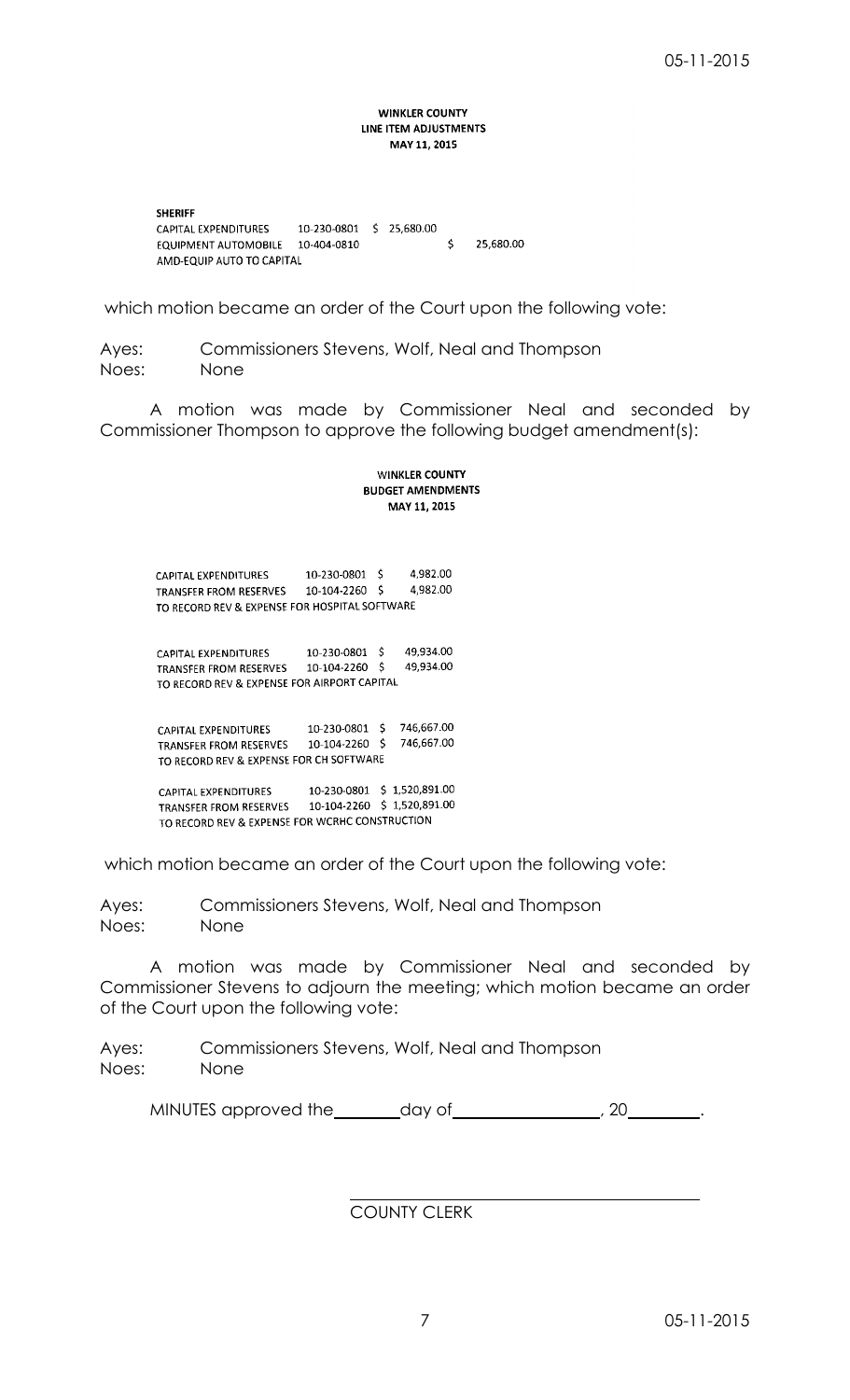**WINKLER COUNTY**
**LINE ITEM ADJUSTMENTS**
**MAY 11, 2015**

**SHERIFF**

| | | | |
|---|---|---|---|
| CAPITAL EXPENDITURES | 10-230-0801 | $ 25,680.00 | |
| EQUIPMENT AUTOMOBILE | 10-404-0810 | | $ 25,680.00 |
| AMD-EQUIP AUTO TO CAPITAL | | | |

which motion became an order of the Court upon the following vote:

Ayes: Commissioners Stevens, Wolf, Neal and Thompson
Noes: None

A motion was made by Commissioner Neal and seconded by Commissioner Thompson to approve the following budget amendment(s):

**WINKLER COUNTY**
**BUDGET AMENDMENTS**
**MAY 11, 2015**

| | | |
|---|---|---|
| CAPITAL EXPENDITURES | 10-230-0801 | $ 4,982.00 |
| TRANSFER FROM RESERVES | 10-104-2260 | $ 4,982.00 |
| TO RECORD REV & EXPENSE FOR HOSPITAL SOFTWARE | | |
| CAPITAL EXPENDITURES | 10-230-0801 | $ 49,934.00 |
| TRANSFER FROM RESERVES | 10-104-2260 | $ 49,934.00 |
| TO RECORD REV & EXPENSE FOR AIRPORT CAPITAL | | |
| CAPITAL EXPENDITURES | 10-230-0801 | $ 746,667.00 |
| TRANSFER FROM RESERVES | 10-104-2260 | $ 746,667.00 |
| TO RECORD REV & EXPENSE FOR CH SOFTWARE | | |
| CAPITAL EXPENDITURES | 10-230-0801 | $ 1,520,891.00 |
| TRANSFER FROM RESERVES | 10-104-2260 | $ 1,520,891.00 |
| TO RECORD REV & EXPENSE FOR WCRHC CONSTRUCTION | | |

which motion became an order of the Court upon the following vote:

Ayes: Commissioners Stevens, Wolf, Neal and Thompson
Noes: None

A motion was made by Commissioner Neal and seconded by Commissioner Stevens to adjourn the meeting; which motion became an order of the Court upon the following vote:

Ayes: Commissioners Stevens, Wolf, Neal and Thompson
Noes: None

MINUTES approved the ________ day of ________________, 20________.

______________________________
COUNTY CLERK